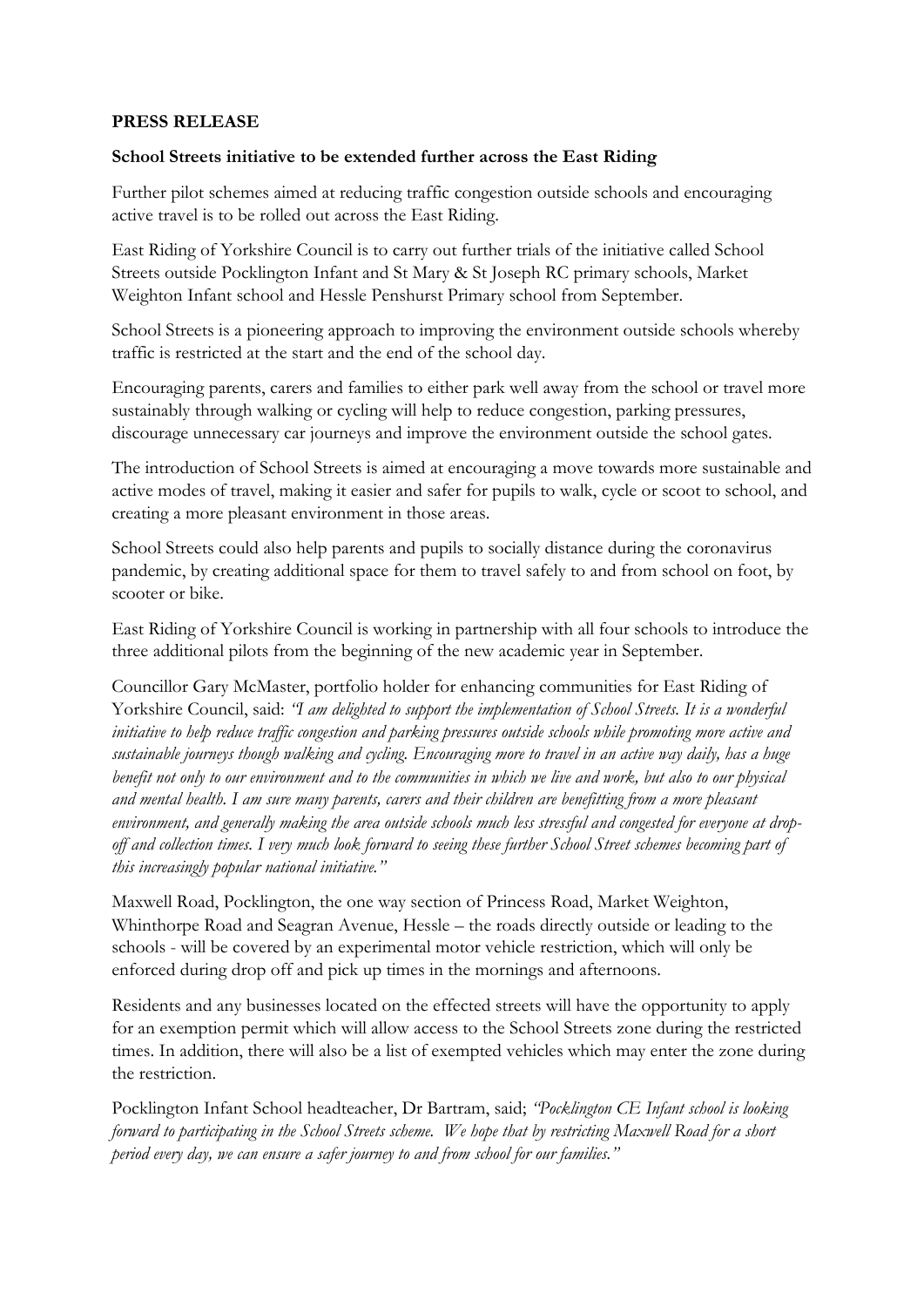**PRESS RELEASE**

**School Streets initiative to be extended further across the East Riding**

Further pilot schemes aimed at reducing traffic congestion outside schools and encouraging active travel is to be rolled out across the East Riding.

East Riding of Yorkshire Council is to carry out further trials of the initiative called School Streets outside Pocklington Infant and St Mary & St Joseph RC primary schools, Market Weighton Infant school and Hessle Penshurst Primary school from September.

School Streets is a pioneering approach to improving the environment outside schools whereby traffic is restricted at the start and the end of the school day.

Encouraging parents, carers and families to either park well away from the school or travel more sustainably through walking or cycling will help to reduce congestion, parking pressures, discourage unnecessary car journeys and improve the environment outside the school gates.

The introduction of School Streets is aimed at encouraging a move towards more sustainable and active modes of travel, making it easier and safer for pupils to walk, cycle or scoot to school, and creating a more pleasant environment in those areas.

School Streets could also help parents and pupils to socially distance during the coronavirus pandemic, by creating additional space for them to travel safely to and from school on foot, by scooter or bike.

East Riding of Yorkshire Council is working in partnership with all four schools to introduce the three additional pilots from the beginning of the new academic year in September.

Councillor Gary McMaster, portfolio holder for enhancing communities for East Riding of Yorkshire Council, said: *"I am delighted to support the implementation of School Streets. It is a wonderful initiative to help reduce traffic congestion and parking pressures outside schools while promoting more active and sustainable journeys though walking and cycling. Encouraging more to travel in an active way daily, has a huge benefit not only to our environment and to the communities in which we live and work, but also to our physical and mental health. I am sure many parents, carers and their children are benefitting from a more pleasant environment, and generally making the area outside schools much less stressful and congested for everyone at drop-off and collection times. I very much look forward to seeing these further School Street schemes becoming part of this increasingly popular national initiative."*

Maxwell Road, Pocklington, the one way section of Princess Road, Market Weighton, Whinthorpe Road and Seagran Avenue, Hessle – the roads directly outside or leading to the schools - will be covered by an experimental motor vehicle restriction, which will only be enforced during drop off and pick up times in the mornings and afternoons.

Residents and any businesses located on the effected streets will have the opportunity to apply for an exemption permit which will allow access to the School Streets zone during the restricted times. In addition, there will also be a list of exempted vehicles which may enter the zone during the restriction.

Pocklington Infant School headteacher, Dr Bartram, said; *"Pocklington CE Infant school is looking forward to participating in the School Streets scheme. We hope that by restricting Maxwell Road for a short period every day, we can ensure a safer journey to and from school for our families."*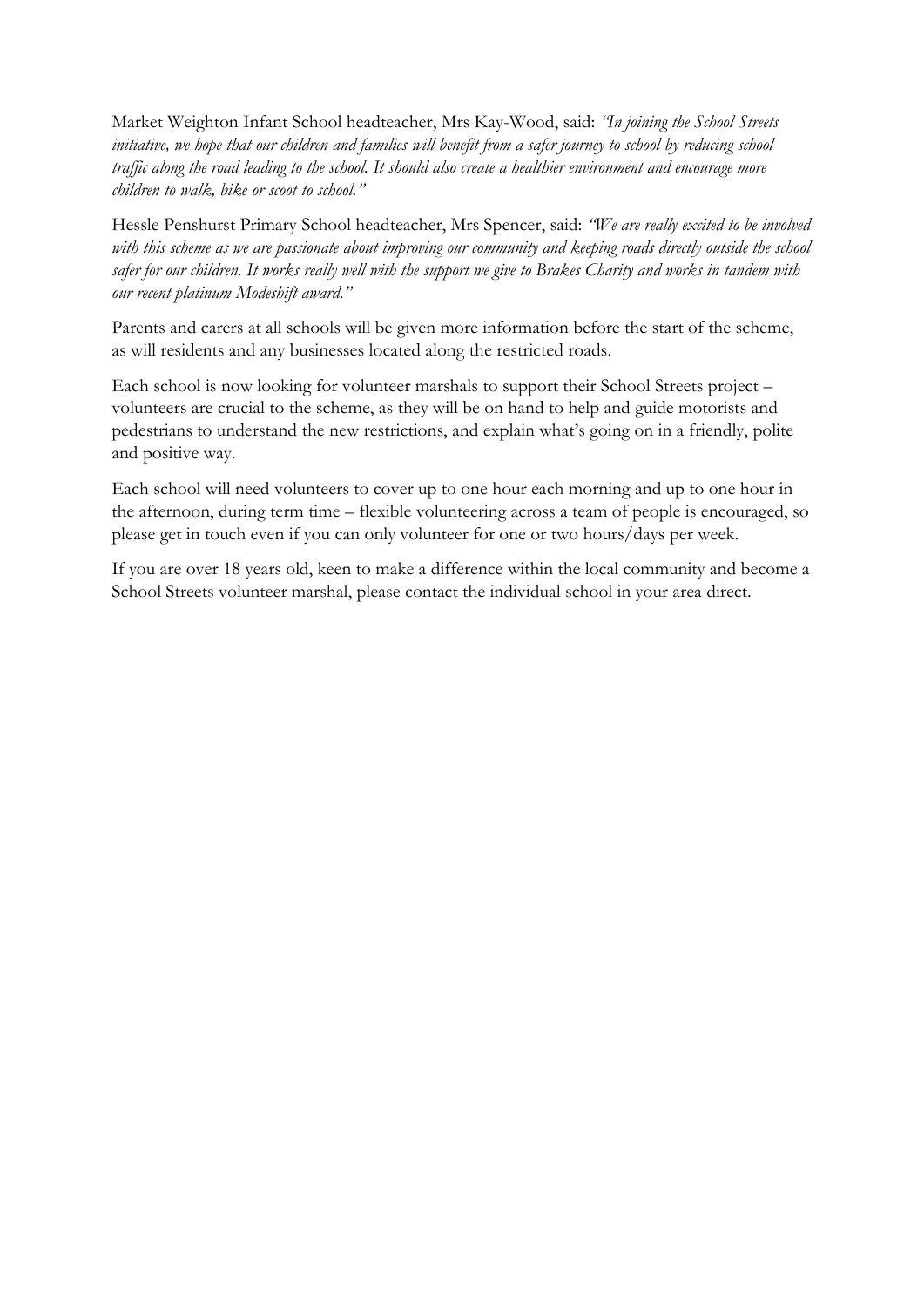Market Weighton Infant School headteacher, Mrs Kay-Wood, said: *"In joining the School Streets initiative, we hope that our children and families will benefit from a safer journey to school by reducing school traffic along the road leading to the school. It should also create a healthier environment and encourage more children to walk, bike or scoot to school."*

Hessle Penshurst Primary School headteacher, Mrs Spencer, said: *"We are really excited to be involved with this scheme as we are passionate about improving our community and keeping roads directly outside the school safer for our children. It works really well with the support we give to Brakes Charity and works in tandem with our recent platinum Modeshift award."*

Parents and carers at all schools will be given more information before the start of the scheme, as will residents and any businesses located along the restricted roads.

Each school is now looking for volunteer marshals to support their School Streets project – volunteers are crucial to the scheme, as they will be on hand to help and guide motorists and pedestrians to understand the new restrictions, and explain what's going on in a friendly, polite and positive way.

Each school will need volunteers to cover up to one hour each morning and up to one hour in the afternoon, during term time – flexible volunteering across a team of people is encouraged, so please get in touch even if you can only volunteer for one or two hours/days per week.

If you are over 18 years old, keen to make a difference within the local community and become a School Streets volunteer marshal, please contact the individual school in your area direct.